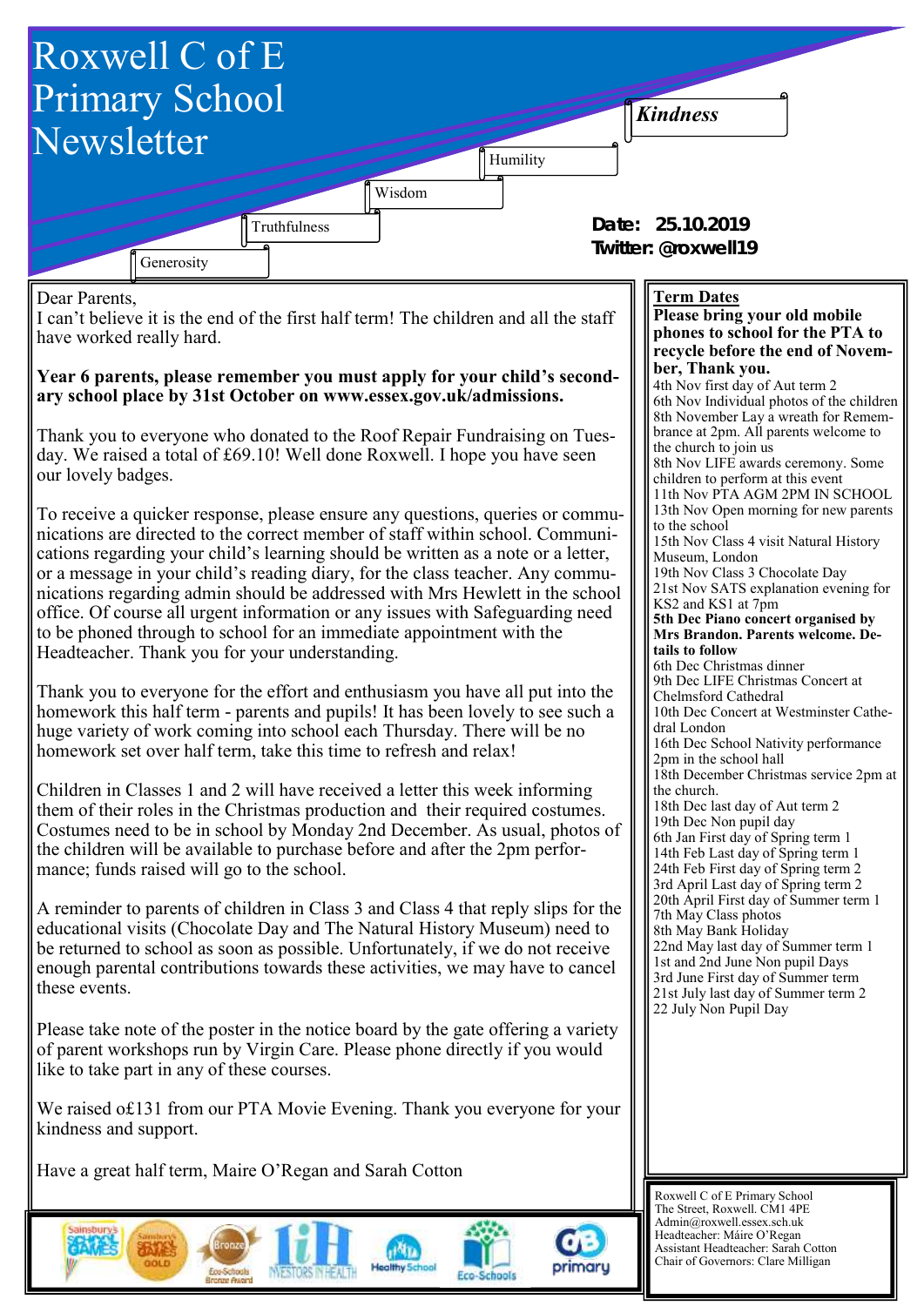# Roxwell C of E Primary School Newsletter

*Kindness*

Humility

Wisdom

Truthfulness

Generosity

**Date: 25.10.2019**
**Twitter: @roxwell19**

Dear Parents,
I can't believe it is the end of the first half term! The children and all the staff have worked really hard.

**Year 6 parents, please remember you must apply for your child's secondary school place by 31st October on www.essex.gov.uk/admissions.**

Thank you to everyone who donated to the Roof Repair Fundraising on Tuesday. We raised a total of £69.10! Well done Roxwell. I hope you have seen our lovely badges.

To receive a quicker response, please ensure any questions, queries or communications are directed to the correct member of staff within school. Communications regarding your child's learning should be written as a note or a letter, or a message in your child's reading diary, for the class teacher. Any communications regarding admin should be addressed with Mrs Hewlett in the school office. Of course all urgent information or any issues with Safeguarding need to be phoned through to school for an immediate appointment with the Headteacher. Thank you for your understanding.

Thank you to everyone for the effort and enthusiasm you have all put into the homework this half term - parents and pupils! It has been lovely to see such a huge variety of work coming into school each Thursday. There will be no homework set over half term, take this time to refresh and relax!

Children in Classes 1 and 2 will have received a letter this week informing them of their roles in the Christmas production and their required costumes. Costumes need to be in school by Monday 2nd December. As usual, photos of the children will be available to purchase before and after the 2pm performance; funds raised will go to the school.

A reminder to parents of children in Class 3 and Class 4 that reply slips for the educational visits (Chocolate Day and The Natural History Museum) need to be returned to school as soon as possible. Unfortunately, if we do not receive enough parental contributions towards these activities, we may have to cancel these events.

Please take note of the poster in the notice board by the gate offering a variety of parent workshops run by Virgin Care. Please phone directly if you would like to take part in any of these courses.

We raised o£131 from our PTA Movie Evening. Thank you everyone for your kindness and support.

Have a great half term, Maire O'Regan and Sarah Cotton

## Term Dates

**Please bring your old mobile phones to school for the PTA to recycle before the end of November, Thank you.**

4th Nov first day of Aut term 2
6th Nov Individual photos of the children
8th November Lay a wreath for Remembrance at 2pm. All parents welcome to the church to join us
8th Nov LIFE awards ceremony. Some children to perform at this event
11th Nov PTA AGM 2PM IN SCHOOL
13th Nov Open morning for new parents to the school
15th Nov Class 4 visit Natural History Museum, London
19th Nov Class 3 Chocolate Day
21st Nov SATS explanation evening for KS2 and KS1 at 7pm
**5th Dec Piano concert organised by Mrs Brandon. Parents welcome. Details to follow**
6th Dec Christmas dinner
9th Dec LIFE Christmas Concert at Chelmsford Cathedral
10th Dec Concert at Westminster Cathedral London
16th Dec School Nativity performance 2pm in the school hall
18th December Christmas service 2pm at the church.
18th Dec last day of Aut term 2
19th Dec Non pupil day
6th Jan First day of Spring term 1
14th Feb Last day of Spring term 1
24th Feb First day of Spring term 2
3rd April Last day of Spring term 2
20th April First day of Summer term 1
7th May Class photos
8th May Bank Holiday
22nd May last day of Summer term 1
1st and 2nd June Non pupil Days
3rd June First day of Summer term
21st July last day of Summer term 2
22 July Non Pupil Day

Roxwell C of E Primary School
The Street, Roxwell. CM1 4PE
Admin@roxwell.essex.sch.uk
Headteacher: Máire O'Regan
Assistant Headteacher: Sarah Cotton
Chair of Governors: Clare Milligan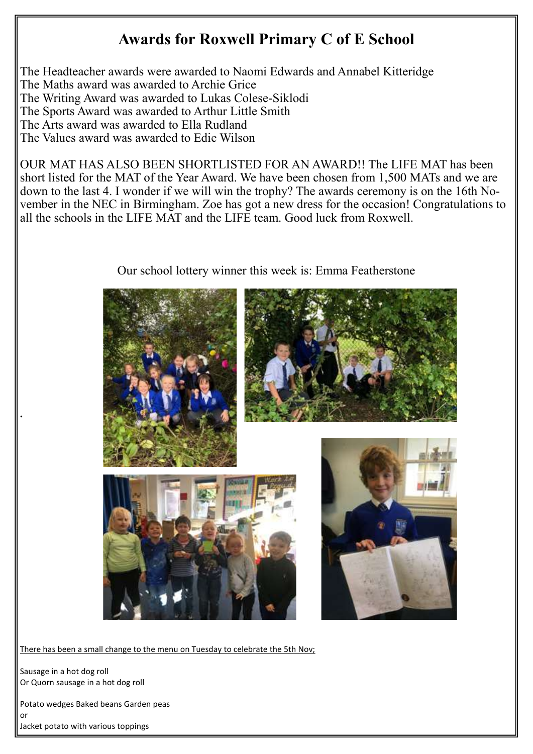# Awards for Roxwell Primary C of E School

The Headteacher awards were awarded to Naomi Edwards and Annabel Kitteridge
The Maths award was awarded to Archie Grice
The Writing Award was awarded to Lukas Colese-Siklodi
The Sports Award was awarded to Arthur Little Smith
The Arts award was awarded to Ella Rudland
The Values award was awarded to Edie Wilson

OUR MAT HAS ALSO BEEN SHORTLISTED FOR AN AWARD!! The LIFE MAT has been short listed for the MAT of the Year Award. We have been chosen from 1,500 MATs and we are down to the last 4. I wonder if we will win the trophy? The awards ceremony is on the 16th November in the NEC in Birmingham. Zoe has got a new dress for the occasion! Congratulations to all the schools in the LIFE MAT and the LIFE team. Good luck from Roxwell.

Our school lottery winner this week is: Emma Featherstone

There has been a small change to the menu on Tuesday to celebrate the 5th Nov;

Sausage in a hot dog roll
Or Quorn sausage in a hot dog roll

Potato wedges Baked beans Garden peas
or
Jacket potato with various toppings